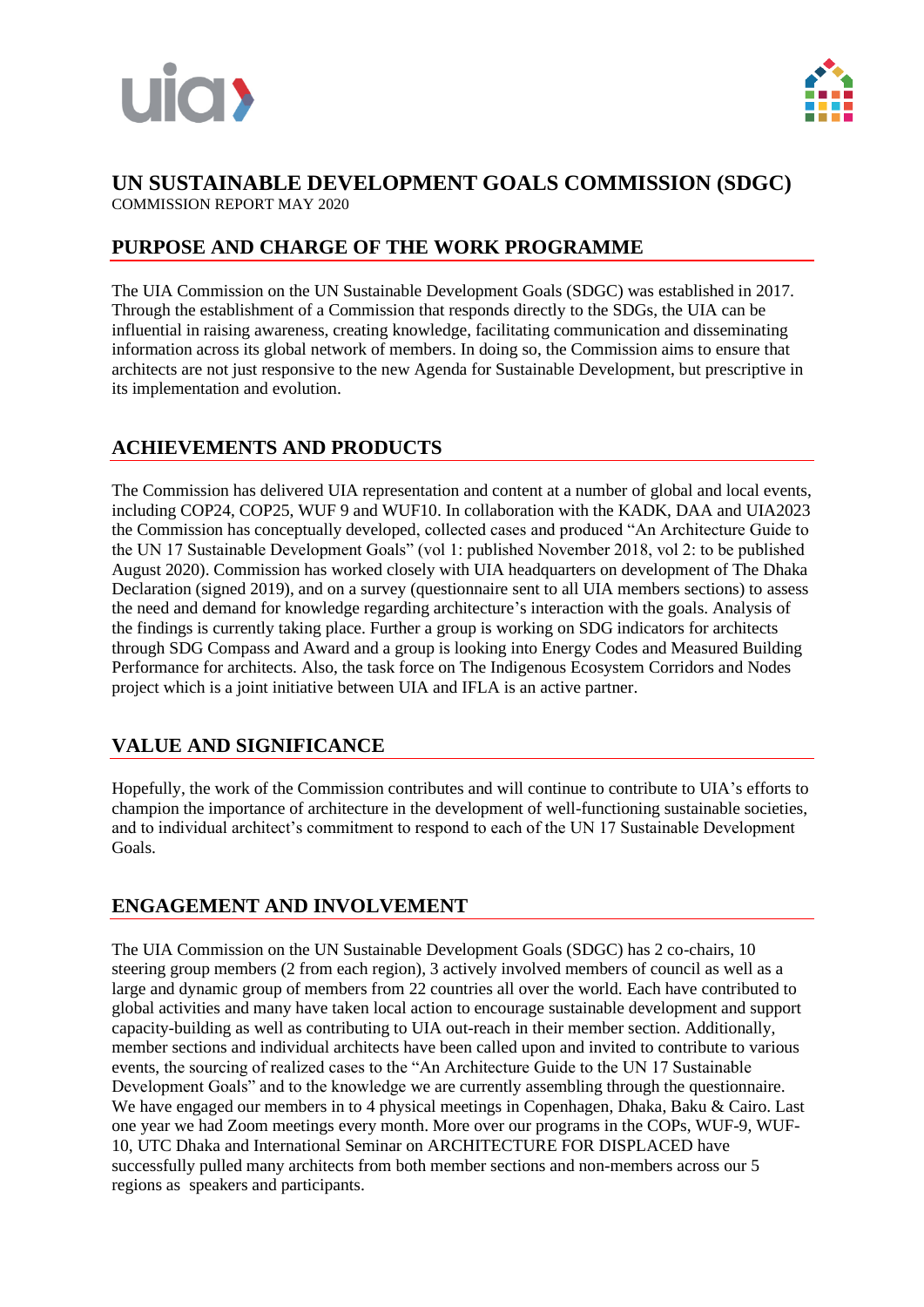# UN SUSTAINABLE DEVELOPMENT GOALS COMMISSION (SDGC)

COMMISSION REPORT MAY 2020

## PURPOSE AND CHARGE OF THE WORK PROGRAMME

The UIA Commission on the UN Sustainable Development Goals (SDGC) was established in 2017. Through the establishment of a Commission that responds directly to the SDGs, the UIA can be influential in raising awareness, creating knowledge, facilitating communication and disseminating information across its global network of members. In doing so, the Commission aims to ensure that architects are not just responsive to the new Agenda for Sustainable Development, but prescriptive in its implementation and evolution.

## ACHIEVEMENTS AND PRODUCTS

The Commission has delivered UIA representation and content at a number of global and local events, including COP24, COP25, WUF 9 and WUF10. In collaboration with the KADK, DAA and UIA2023 the Commission has conceptually developed, collected cases and produced "An Architecture Guide to the UN 17 Sustainable Development Goals" (vol 1: published November 2018, vol 2: to be published August 2020). Commission has worked closely with UIA headquarters on development of The Dhaka Declaration (signed 2019), and on a survey (questionnaire sent to all UIA members sections) to assess the need and demand for knowledge regarding architecture's interaction with the goals. Analysis of the findings is currently taking place. Further a group is working on SDG indicators for architects through SDG Compass and Award and a group is looking into Energy Codes and Measured Building Performance for architects. Also, the task force on The Indigenous Ecosystem Corridors and Nodes project which is a joint initiative between UIA and IFLA is an active partner.

## VALUE AND SIGNIFICANCE

Hopefully, the work of the Commission contributes and will continue to contribute to UIA's efforts to champion the importance of architecture in the development of well-functioning sustainable societies, and to individual architect's commitment to respond to each of the UN 17 Sustainable Development Goals.

## ENGAGEMENT AND INVOLVEMENT

The UIA Commission on the UN Sustainable Development Goals (SDGC) has 2 co-chairs, 10 steering group members (2 from each region), 3 actively involved members of council as well as a large and dynamic group of members from 22 countries all over the world. Each have contributed to global activities and many have taken local action to encourage sustainable development and support capacity-building as well as contributing to UIA out-reach in their member section. Additionally, member sections and individual architects have been called upon and invited to contribute to various events, the sourcing of realized cases to the "An Architecture Guide to the UN 17 Sustainable Development Goals" and to the knowledge we are currently assembling through the questionnaire. We have engaged our members in to 4 physical meetings in Copenhagen, Dhaka, Baku & Cairo. Last one year we had Zoom meetings every month. More over our programs in the COPs, WUF-9, WUF-10, UTC Dhaka and International Seminar on ARCHITECTURE FOR DISPLACED have successfully pulled many architects from both member sections and non-members across our 5 regions as speakers and participants.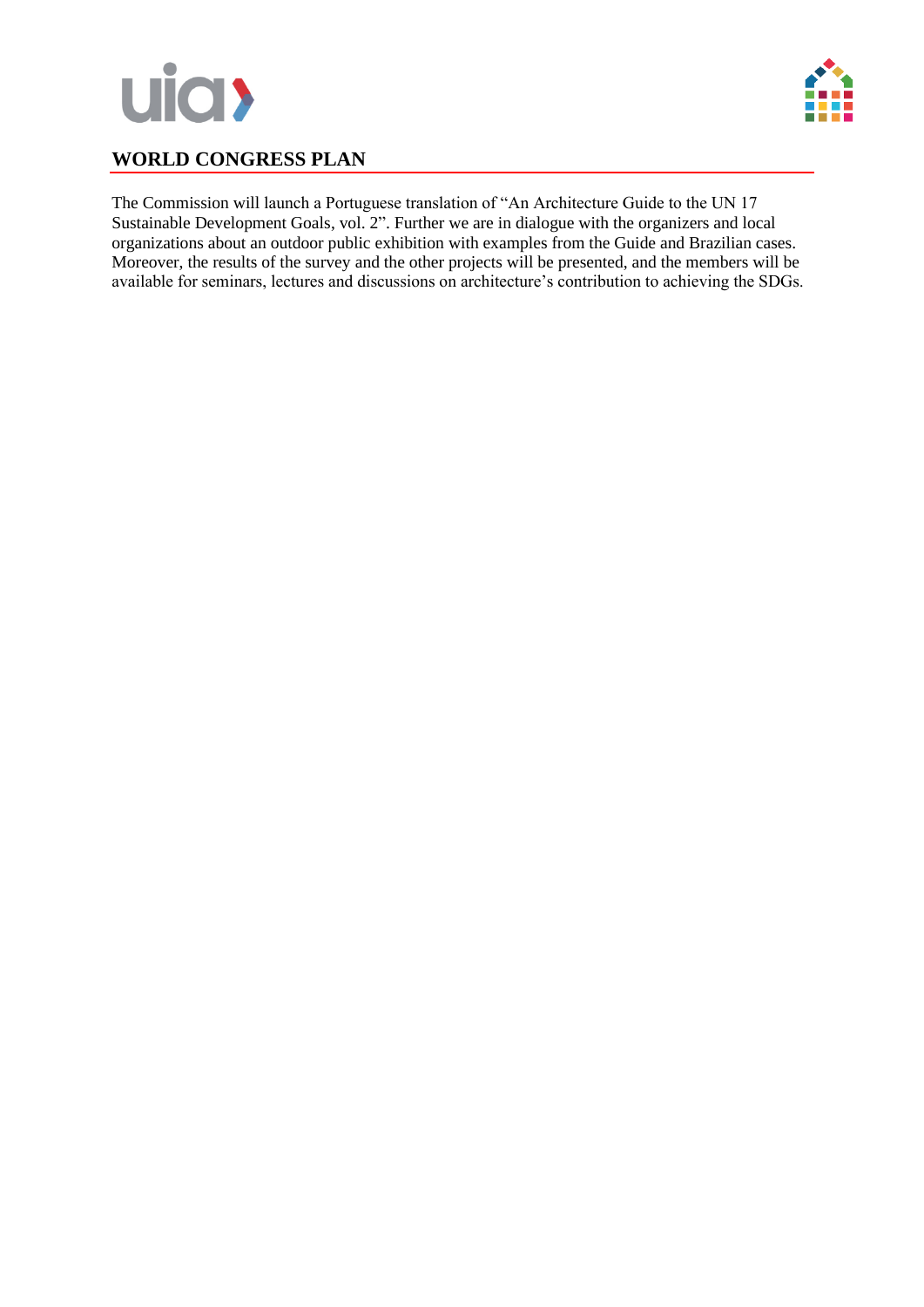## WORLD CONGRESS PLAN

The Commission will launch a Portuguese translation of "An Architecture Guide to the UN 17 Sustainable Development Goals, vol. 2". Further we are in dialogue with the organizers and local organizations about an outdoor public exhibition with examples from the Guide and Brazilian cases. Moreover, the results of the survey and the other projects will be presented, and the members will be available for seminars, lectures and discussions on architecture's contribution to achieving the SDGs.